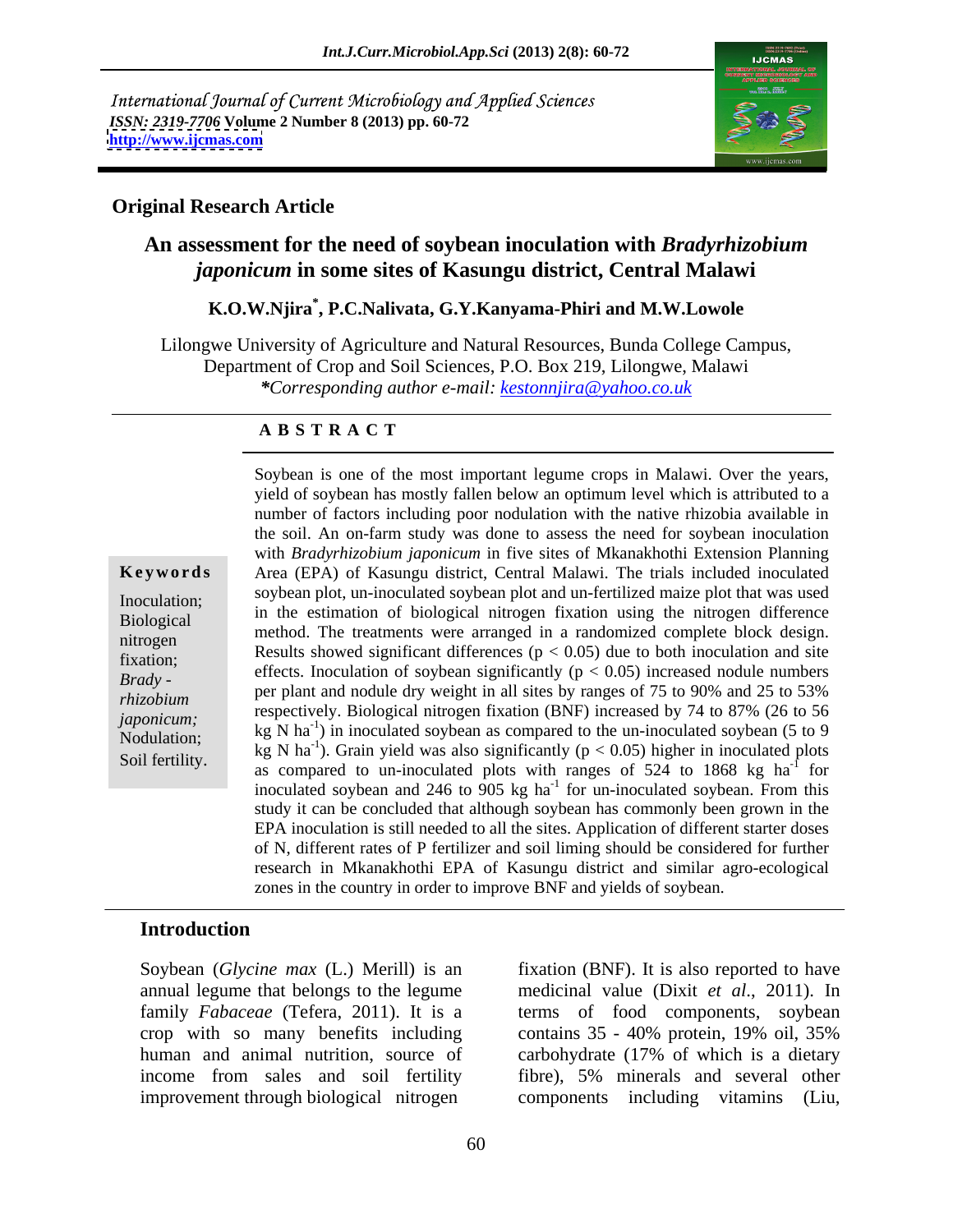International Journal of Current Microbiology and Applied Sciences
*ISSN: 2319-7706* **Volume 2 Number 8 (2013) pp. 60-72**
**http://www.ijcmas.com**

**Original Research Article**

# An assessment for the need of soybean inoculation with *Bradyrhizobium japonicum* in some sites of Kasungu district, Central Malawi

**K.O.W.Njira*, P.C.Nalivata, G.Y.Kanyama-Phiri and M.W.Lowole**

Lilongwe University of Agriculture and Natural Resources, Bunda College Campus, Department of Crop and Soil Sciences, P.O. Box 219, Lilongwe, Malawi
**Corresponding author e-mail: kestonnjira@yahoo.co.uk*

## ABSTRACT

**Keywords**

Inoculation; Biological nitrogen fixation; *Brady - rhizobium japonicum;* Nodulation; Soil fertility.

Soybean is one of the most important legume crops in Malawi. Over the years, yield of soybean has mostly fallen below an optimum level which is attributed to a number of factors including poor nodulation with the native rhizobia available in the soil. An on-farm study was done to assess the need for soybean inoculation with *Bradyrhizobium japonicum* in five sites of Mkanakhothi Extension Planning Area (EPA) of Kasungu district, Central Malawi. The trials included inoculated soybean plot, un-inoculated soybean plot and un-fertilized maize plot that was used in the estimation of biological nitrogen fixation using the nitrogen difference method. The treatments were arranged in a randomized complete block design. Results showed significant differences ($p < 0.05$) due to both inoculation and site effects. Inoculation of soybean significantly ($p < 0.05$) increased nodule numbers per plant and nodule dry weight in all sites by ranges of 75 to 90% and 25 to 53% respectively. Biological nitrogen fixation (BNF) increased by 74 to 87% (26 to 56 kg N $ha^{-1}$) in inoculated soybean as compared to the un-inoculated soybean (5 to 9 kg N $ha^{-1}$). Grain yield was also significantly ($p < 0.05$) higher in inoculated plots as compared to un-inoculated plots with ranges of 524 to 1868 kg $ha^{-1}$ for inoculated soybean and 246 to 905 kg $ha^{-1}$ for un-inoculated soybean. From this study it can be concluded that although soybean has commonly been grown in the EPA inoculation is still needed to all the sites. Application of different starter doses of N, different rates of P fertilizer and soil liming should be considered for further research in Mkanakhothi EPA of Kasungu district and similar agro-ecological zones in the country in order to improve BNF and yields of soybean.

## Introduction

Soybean (*Glycine max* (L.) Merill) is an annual legume that belongs to the legume family *Fabaceae* (Tefera, 2011). It is a crop with so many benefits including human and animal nutrition, source of income from sales and soil fertility improvement through biological nitrogen fixation (BNF). It is also reported to have medicinal value (Dixit *et al*., 2011). In terms of food components, soybean contains 35 - 40% protein, 19% oil, 35% carbohydrate (17% of which is a dietary fibre), 5% minerals and several other components including vitamins (Liu,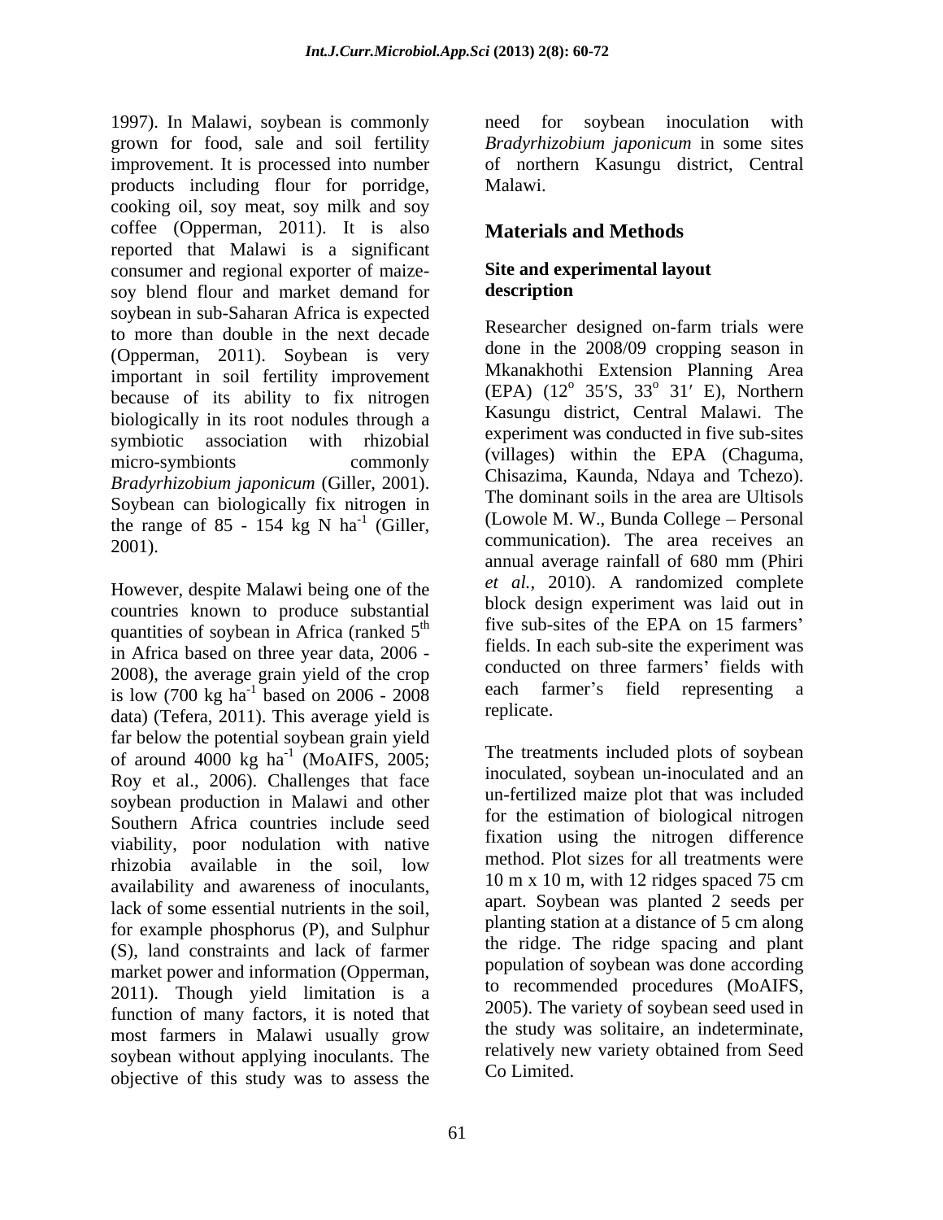1997). In Malawi, soybean is commonly grown for food, sale and soil fertility improvement. It is processed into number products including flour for porridge, cooking oil, soy meat, soy milk and soy coffee (Opperman, 2011). It is also reported that Malawi is a significant consumer and regional exporter of maize-soy blend flour and market demand for soybean in sub-Saharan Africa is expected to more than double in the next decade (Opperman, 2011). Soybean is very important in soil fertility improvement because of its ability to fix nitrogen biologically in its root nodules through a symbiotic association with rhizobial micro-symbionts commonly *Bradyrhizobium japonicum* (Giller, 2001). Soybean can biologically fix nitrogen in the range of 85 - 154 kg N ha$^{-1}$ (Giller, 2001).

However, despite Malawi being one of the countries known to produce substantial quantities of soybean in Africa (ranked 5$^{th}$ in Africa based on three year data, 2006 - 2008), the average grain yield of the crop is low (700 kg ha$^{-1}$ based on 2006 - 2008 data) (Tefera, 2011). This average yield is far below the potential soybean grain yield of around 4000 kg ha$^{-1}$ (MoAIFS, 2005; Roy et al., 2006). Challenges that face soybean production in Malawi and other Southern Africa countries include seed viability, poor nodulation with native rhizobia available in the soil, low availability and awareness of inoculants, lack of some essential nutrients in the soil, for example phosphorus (P), and Sulphur (S), land constraints and lack of farmer market power and information (Opperman, 2011). Though yield limitation is a function of many factors, it is noted that most farmers in Malawi usually grow soybean without applying inoculants. The objective of this study was to assess the need for soybean inoculation with *Bradyrhizobium japonicum* in some sites of northern Kasungu district, Central Malawi.

## Materials and Methods

### Site and experimental layout description

Researcher designed on-farm trials were done in the 2008/09 cropping season in Mkanakhothi Extension Planning Area (EPA) (12° 35′S, 33° 31′ E), Northern Kasungu district, Central Malawi. The experiment was conducted in five sub-sites (villages) within the EPA (Chaguma, Chisazima, Kaunda, Ndaya and Tchezo). The dominant soils in the area are Ultisols (Lowole M. W., Bunda College – Personal communication). The area receives an annual average rainfall of 680 mm (Phiri *et al.*, 2010). A randomized complete block design experiment was laid out in five sub-sites of the EPA on 15 farmers' fields. In each sub-site the experiment was conducted on three farmers' fields with each farmer's field representing a replicate.

The treatments included plots of soybean inoculated, soybean un-inoculated and an un-fertilized maize plot that was included for the estimation of biological nitrogen fixation using the nitrogen difference method. Plot sizes for all treatments were 10 m x 10 m, with 12 ridges spaced 75 cm apart. Soybean was planted 2 seeds per planting station at a distance of 5 cm along the ridge. The ridge spacing and plant population of soybean was done according to recommended procedures (MoAIFS, 2005). The variety of soybean seed used in the study was solitaire, an indeterminate, relatively new variety obtained from Seed Co Limited.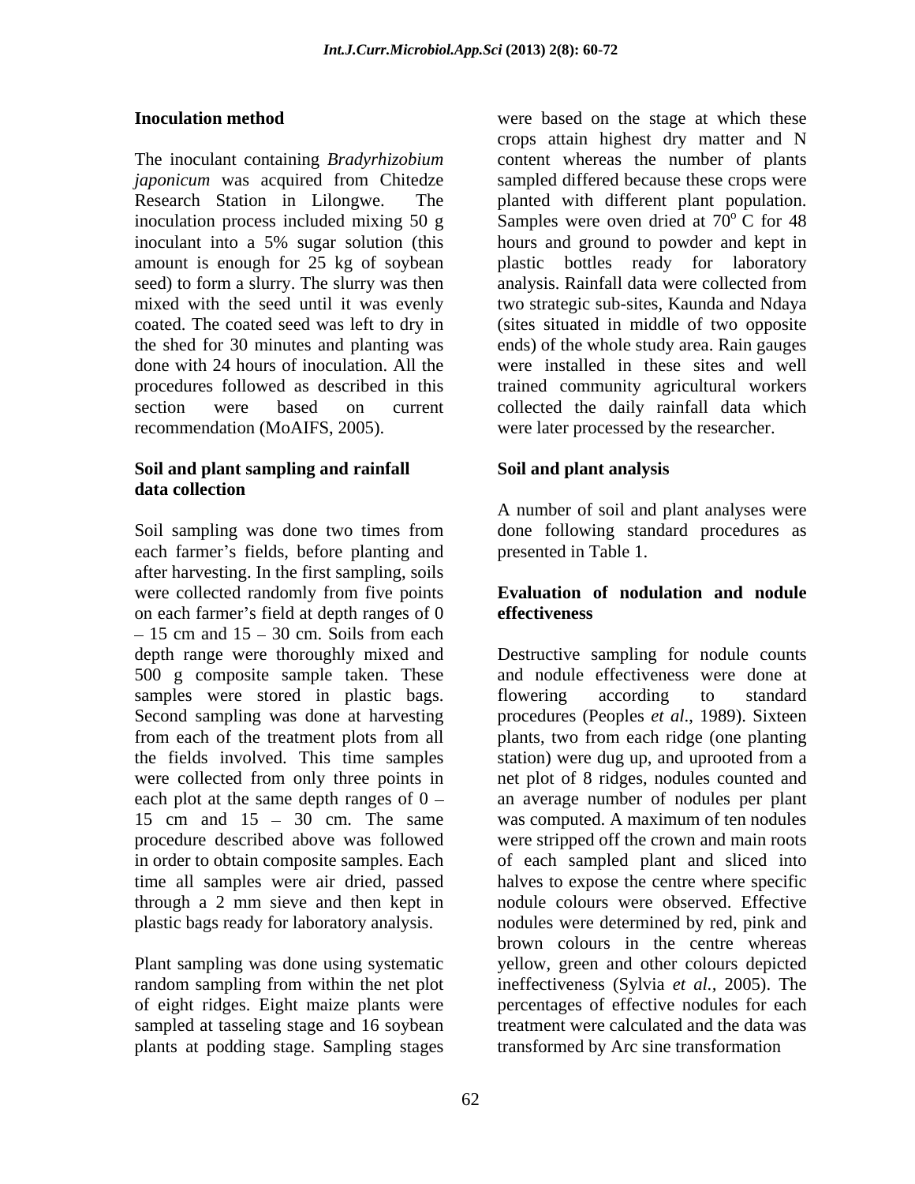### Inoculation method

The inoculant containing *Bradyrhizobium japonicum* was acquired from Chitedze Research Station in Lilongwe. The inoculation process included mixing 50 g inoculant into a 5% sugar solution (this amount is enough for 25 kg of soybean seed) to form a slurry. The slurry was then mixed with the seed until it was evenly coated. The coated seed was left to dry in the shed for 30 minutes and planting was done with 24 hours of inoculation. All the procedures followed as described in this section were based on current recommendation (MoAIFS, 2005).

### Soil and plant sampling and rainfall data collection

Soil sampling was done two times from each farmer's fields, before planting and after harvesting. In the first sampling, soils were collected randomly from five points on each farmer's field at depth ranges of 0 – 15 cm and 15 – 30 cm. Soils from each depth range were thoroughly mixed and 500 g composite sample taken. These samples were stored in plastic bags. Second sampling was done at harvesting from each of the treatment plots from all the fields involved. This time samples were collected from only three points in each plot at the same depth ranges of 0 – 15 cm and 15 – 30 cm. The same procedure described above was followed in order to obtain composite samples. Each time all samples were air dried, passed through a 2 mm sieve and then kept in plastic bags ready for laboratory analysis.

Plant sampling was done using systematic random sampling from within the net plot of eight ridges. Eight maize plants were sampled at tasseling stage and 16 soybean plants at podding stage. Sampling stages were based on the stage at which these crops attain highest dry matter and N content whereas the number of plants sampled differed because these crops were planted with different plant population. Samples were oven dried at $70^{o}$ C for 48 hours and ground to powder and kept in plastic bottles ready for laboratory analysis. Rainfall data were collected from two strategic sub-sites, Kaunda and Ndaya (sites situated in middle of two opposite ends) of the whole study area. Rain gauges were installed in these sites and well trained community agricultural workers collected the daily rainfall data which were later processed by the researcher.

### Soil and plant analysis

A number of soil and plant analyses were done following standard procedures as presented in Table 1.

### Evaluation of nodulation and nodule effectiveness

Destructive sampling for nodule counts and nodule effectiveness were done at flowering according to standard procedures (Peoples *et al*., 1989). Sixteen plants, two from each ridge (one planting station) were dug up, and uprooted from a net plot of 8 ridges, nodules counted and an average number of nodules per plant was computed. A maximum of ten nodules were stripped off the crown and main roots of each sampled plant and sliced into halves to expose the centre where specific nodule colours were observed. Effective nodules were determined by red, pink and brown colours in the centre whereas yellow, green and other colours depicted ineffectiveness (Sylvia *et al.*, 2005). The percentages of effective nodules for each treatment were calculated and the data was transformed by Arc sine transformation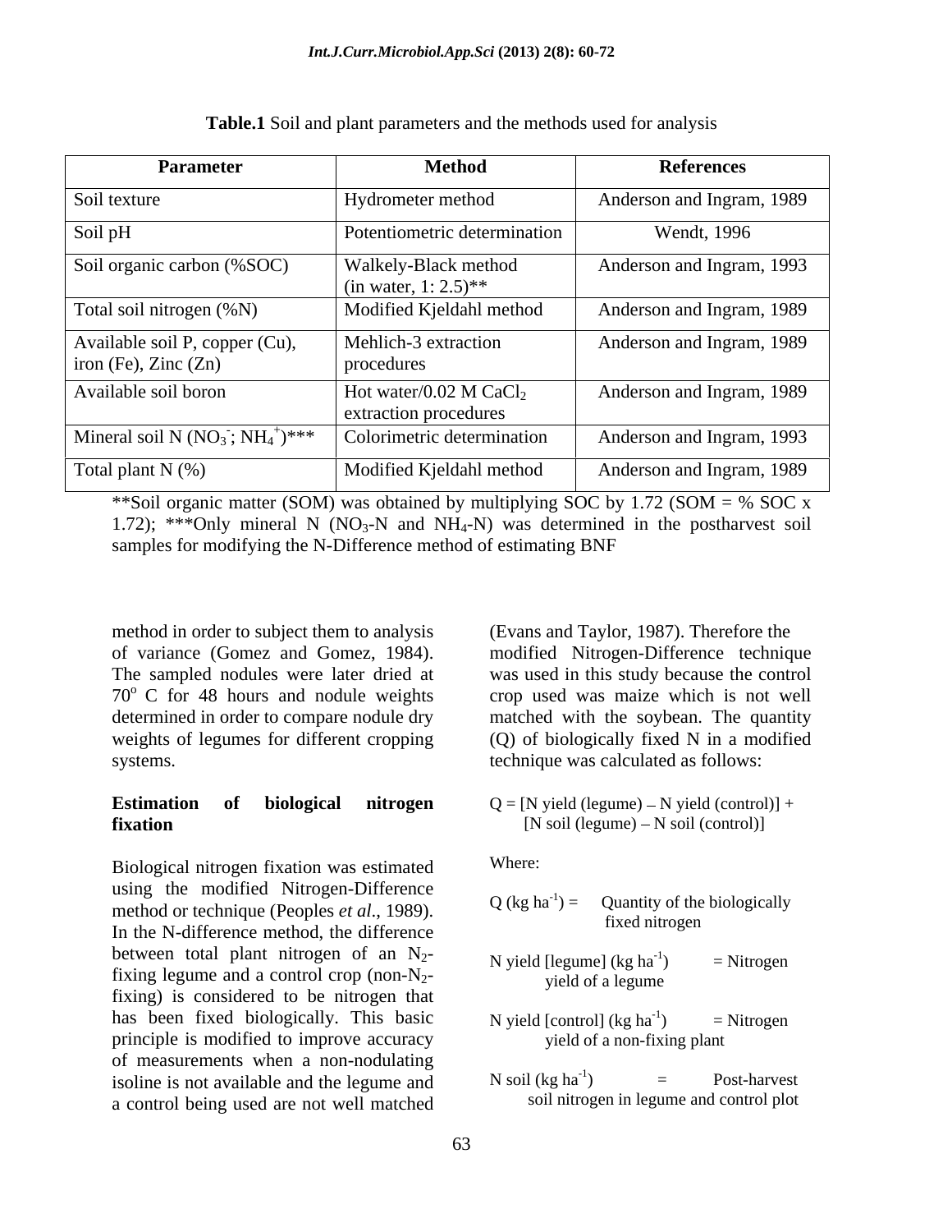**Table.1** Soil and plant parameters and the methods used for analysis

| Parameter | Method | References |
|---|---|---|
| Soil texture | Hydrometer method | Anderson and Ingram, 1989 |
| Soil pH | Potentiometric determination | Wendt, 1996 |
| Soil organic carbon (%SOC) | Walkely-Black method (in water, 1: 2.5)** | Anderson and Ingram, 1993 |
| Total soil nitrogen (%N) | Modified Kjeldahl method | Anderson and Ingram, 1989 |
| Available soil P, copper (Cu), iron (Fe), Zinc (Zn) | Mehlich-3 extraction procedures | Anderson and Ingram, 1989 |
| Available soil boron | Hot water/0.02 M $CaCl_2$ extraction procedures | Anderson and Ingram, 1989 |
| Mineral soil N ($NO_3^-$; $NH_4^+$)*** | Colorimetric determination | Anderson and Ingram, 1993 |
| Total plant N (%) | Modified Kjeldahl method | Anderson and Ingram, 1989 |

**Soil organic matter (SOM) was obtained by multiplying SOC by 1.72 (SOM = % SOC x 1.72); ***Only mineral N ($NO_3$-N and $NH_4$-N) was determined in the postharvest soil samples for modifying the N-Difference method of estimating BNF

method in order to subject them to analysis of variance (Gomez and Gomez, 1984). The sampled nodules were later dried at 70° C for 48 hours and nodule weights determined in order to compare nodule dry weights of legumes for different cropping systems.

**Estimation of biological nitrogen fixation**

Biological nitrogen fixation was estimated using the modified Nitrogen-Difference method or technique (Peoples *et al*., 1989). In the N-difference method, the difference between total plant nitrogen of an $N_2$-fixing legume and a control crop (non-$N_2$-fixing) is considered to be nitrogen that has been fixed biologically. This basic principle is modified to improve accuracy of measurements when a non-nodulating isoline is not available and the legume and a control being used are not well matched (Evans and Taylor, 1987). Therefore the modified Nitrogen-Difference technique was used in this study because the control crop used was maize which is not well matched with the soybean. The quantity (Q) of biologically fixed N in a modified technique was calculated as follows:

$$Q = [\text{N yield (legume)} - \text{N yield (control)}] + [\text{N soil (legume)} - \text{N soil (control)}]$$

Where:

Q (kg ha$^{-1}$) = Quantity of the biologically fixed nitrogen

N yield [legume] (kg ha$^{-1}$) = Nitrogen yield of a legume

N yield [control] (kg ha$^{-1}$) = Nitrogen yield of a non-fixing plant

N soil (kg ha$^{-1}$) = Post-harvest soil nitrogen in legume and control plot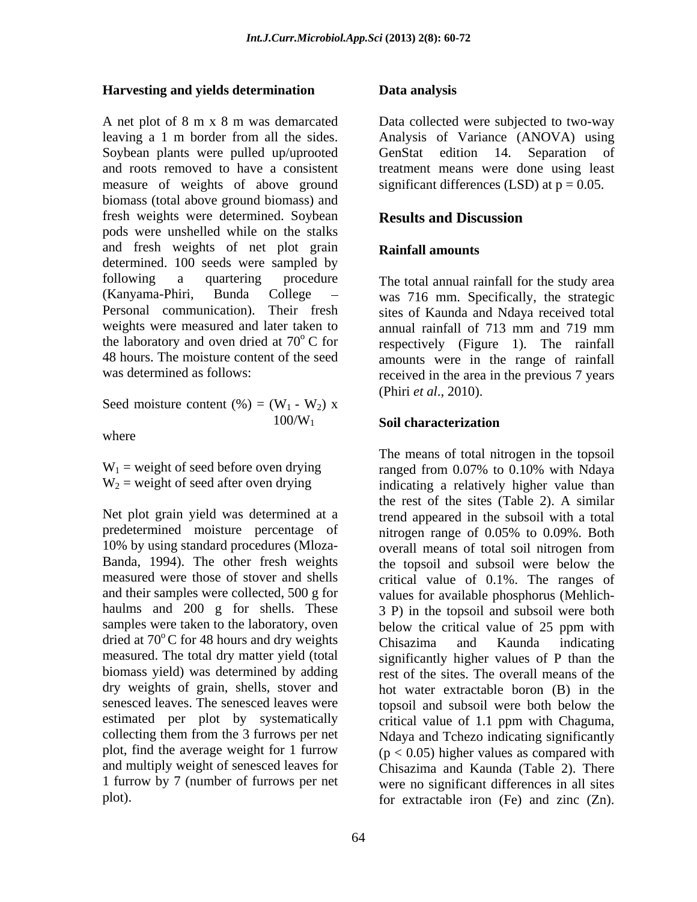### Harvesting and yields determination

A net plot of 8 m x 8 m was demarcated leaving a 1 m border from all the sides. Soybean plants were pulled up/uprooted and roots removed to have a consistent measure of weights of above ground biomass (total above ground biomass) and fresh weights were determined. Soybean pods were unshelled while on the stalks and fresh weights of net plot grain determined. 100 seeds were sampled by following a quartering procedure (Kanyama-Phiri, Bunda College – Personal communication). Their fresh weights were measured and later taken to the laboratory and oven dried at $70^{o}$ C for 48 hours. The moisture content of the seed was determined as follows:

$$\text{Seed moisture content (\%)} = (W_1 - W_2) \times 100/W_1$$

where

$W_1$ = weight of seed before oven drying
$W_2$ = weight of seed after oven drying

Net plot grain yield was determined at a predetermined moisture percentage of 10% by using standard procedures (Mloza-Banda, 1994). The other fresh weights measured were those of stover and shells and their samples were collected, 500 g for haulms and 200 g for shells. These samples were taken to the laboratory, oven dried at $70^{o}$C for 48 hours and dry weights measured. The total dry matter yield (total biomass yield) was determined by adding dry weights of grain, shells, stover and senesced leaves. The senesced leaves were estimated per plot by systematically collecting them from the 3 furrows per net plot, find the average weight for 1 furrow and multiply weight of senesced leaves for 1 furrow by 7 (number of furrows per net plot).

### Data analysis

Data collected were subjected to two-way Analysis of Variance (ANOVA) using GenStat edition 14. Separation of treatment means were done using least significant differences (LSD) at $p = 0.05$.

## Results and Discussion

### Rainfall amounts

The total annual rainfall for the study area was 716 mm. Specifically, the strategic sites of Kaunda and Ndaya received total annual rainfall of 713 mm and 719 mm respectively (Figure 1). The rainfall amounts were in the range of rainfall received in the area in the previous 7 years (Phiri *et al*., 2010).

### Soil characterization

The means of total nitrogen in the topsoil ranged from 0.07% to 0.10% with Ndaya indicating a relatively higher value than the rest of the sites (Table 2). A similar trend appeared in the subsoil with a total nitrogen range of 0.05% to 0.09%. Both overall means of total soil nitrogen from the topsoil and subsoil were below the critical value of 0.1%. The ranges of values for available phosphorus (Mehlich-3 P) in the topsoil and subsoil were both below the critical value of 25 ppm with Chisazima and Kaunda indicating significantly higher values of P than the rest of the sites. The overall means of the hot water extractable boron (B) in the topsoil and subsoil were both below the critical value of 1.1 ppm with Chaguma, Ndaya and Tchezo indicating significantly ($p < 0.05$) higher values as compared with Chisazima and Kaunda (Table 2). There were no significant differences in all sites for extractable iron (Fe) and zinc (Zn).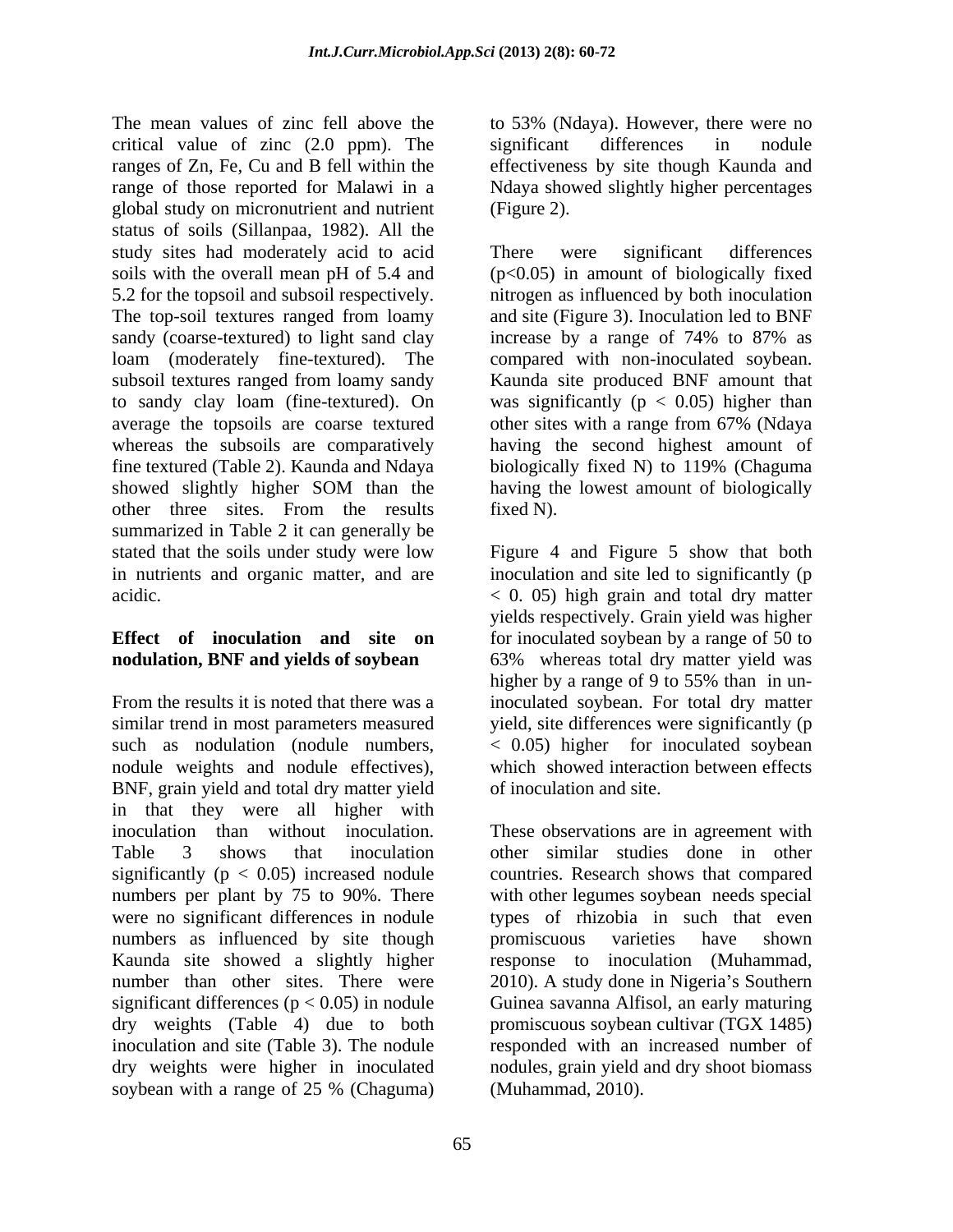The mean values of zinc fell above the critical value of zinc (2.0 ppm). The ranges of Zn, Fe, Cu and B fell within the range of those reported for Malawi in a global study on micronutrient and nutrient status of soils (Sillanpaa, 1982). All the study sites had moderately acid to acid soils with the overall mean pH of 5.4 and 5.2 for the topsoil and subsoil respectively. The top-soil textures ranged from loamy sandy (coarse-textured) to light sand clay loam (moderately fine-textured). The subsoil textures ranged from loamy sandy to sandy clay loam (fine-textured). On average the topsoils are coarse textured whereas the subsoils are comparatively fine textured (Table 2). Kaunda and Ndaya showed slightly higher SOM than the other three sites. From the results summarized in Table 2 it can generally be stated that the soils under study were low in nutrients and organic matter, and are acidic.

**Effect of inoculation and site on nodulation, BNF and yields of soybean**

From the results it is noted that there was a similar trend in most parameters measured such as nodulation (nodule numbers, nodule weights and nodule effectives), BNF, grain yield and total dry matter yield in that they were all higher with inoculation than without inoculation. Table 3 shows that inoculation significantly ($p < 0.05$) increased nodule numbers per plant by 75 to 90%. There were no significant differences in nodule numbers as influenced by site though Kaunda site showed a slightly higher number than other sites. There were significant differences ($p < 0.05$) in nodule dry weights (Table 4) due to both inoculation and site (Table 3). The nodule dry weights were higher in inoculated soybean with a range of 25 % (Chaguma) to 53% (Ndaya). However, there were no significant differences in nodule effectiveness by site though Kaunda and Ndaya showed slightly higher percentages (Figure 2).

There were significant differences ($p<0.05$) in amount of biologically fixed nitrogen as influenced by both inoculation and site (Figure 3). Inoculation led to BNF increase by a range of 74% to 87% as compared with non-inoculated soybean. Kaunda site produced BNF amount that was significantly ($p < 0.05$) higher than other sites with a range from 67% (Ndaya having the second highest amount of biologically fixed N) to 119% (Chaguma having the lowest amount of biologically fixed N).

Figure 4 and Figure 5 show that both inoculation and site led to significantly ($p < 0.05$) high grain and total dry matter yields respectively. Grain yield was higher for inoculated soybean by a range of 50 to 63% whereas total dry matter yield was higher by a range of 9 to 55% than in un-inoculated soybean. For total dry matter yield, site differences were significantly ($p < 0.05$) higher for inoculated soybean which showed interaction between effects of inoculation and site.

These observations are in agreement with other similar studies done in other countries. Research shows that compared with other legumes soybean needs special types of rhizobia in such that even promiscuous varieties have shown response to inoculation (Muhammad, 2010). A study done in Nigeria's Southern Guinea savanna Alfisol, an early maturing promiscuous soybean cultivar (TGX 1485) responded with an increased number of nodules, grain yield and dry shoot biomass (Muhammad, 2010).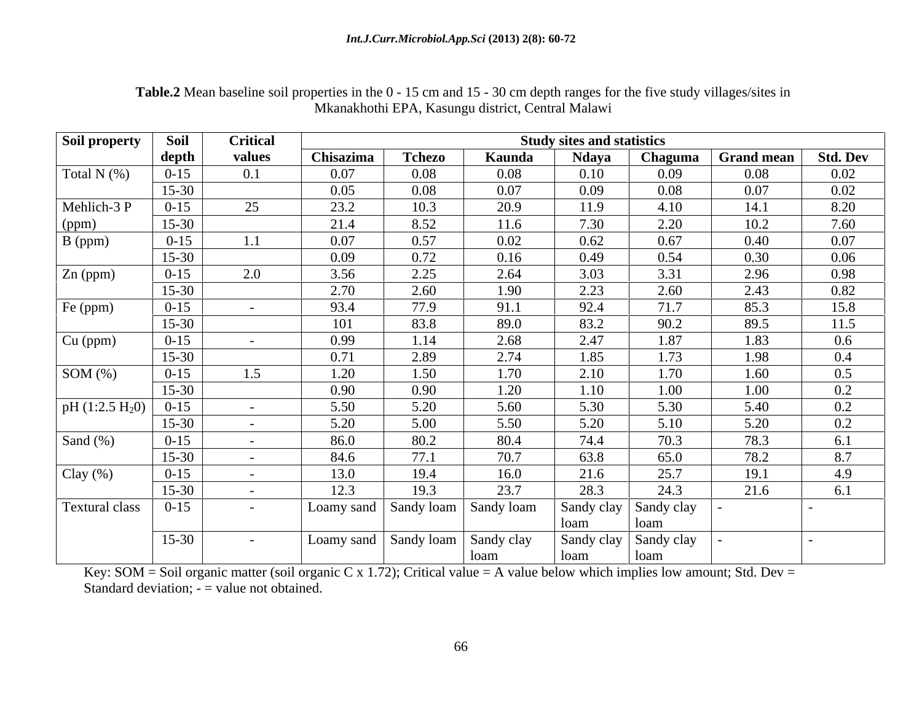**Table.2** Mean baseline soil properties in the 0 - 15 cm and 15 - 30 cm depth ranges for the five study villages/sites in Mkanakhothi EPA, Kasungu district, Central Malawi

| Soil property | Soil depth | Critical values | Study sites and statistics | | | | | | |
|---|---|---|---|---|---|---|---|---|---|
| | | | Chisazima | Tchezo | Kaunda | Ndaya | Chaguma | Grand mean | Std. Dev |
| Total N (%) | 0-15 | 0.1 | 0.07 | 0.08 | 0.08 | 0.10 | 0.09 | 0.08 | 0.02 |
| | 15-30 | | 0.05 | 0.08 | 0.07 | 0.09 | 0.08 | 0.07 | 0.02 |
| Mehlich-3 P (ppm) | 0-15 | 25 | 23.2 | 10.3 | 20.9 | 11.9 | 4.10 | 14.1 | 8.20 |
| | 15-30 | | 21.4 | 8.52 | 11.6 | 7.30 | 2.20 | 10.2 | 7.60 |
| B (ppm) | 0-15 | 1.1 | 0.07 | 0.57 | 0.02 | 0.62 | 0.67 | 0.40 | 0.07 |
| | 15-30 | | 0.09 | 0.72 | 0.16 | 0.49 | 0.54 | 0.30 | 0.06 |
| Zn (ppm) | 0-15 | 2.0 | 3.56 | 2.25 | 2.64 | 3.03 | 3.31 | 2.96 | 0.98 |
| | 15-30 | | 2.70 | 2.60 | 1.90 | 2.23 | 2.60 | 2.43 | 0.82 |
| Fe (ppm) | 0-15 | - | 93.4 | 77.9 | 91.1 | 92.4 | 71.7 | 85.3 | 15.8 |
| | 15-30 | | 101 | 83.8 | 89.0 | 83.2 | 90.2 | 89.5 | 11.5 |
| Cu (ppm) | 0-15 | - | 0.99 | 1.14 | 2.68 | 2.47 | 1.87 | 1.83 | 0.6 |
| | 15-30 | | 0.71 | 2.89 | 2.74 | 1.85 | 1.73 | 1.98 | 0.4 |
| SOM (%) | 0-15 | 1.5 | 1.20 | 1.50 | 1.70 | 2.10 | 1.70 | 1.60 | 0.5 |
| | 15-30 | | 0.90 | 0.90 | 1.20 | 1.10 | 1.00 | 1.00 | 0.2 |
| pH (1:2.5 $H_2O$) | 0-15 | - | 5.50 | 5.20 | 5.60 | 5.30 | 5.30 | 5.40 | 0.2 |
| | 15-30 | - | 5.20 | 5.00 | 5.50 | 5.20 | 5.10 | 5.20 | 0.2 |
| Sand (%) | 0-15 | - | 86.0 | 80.2 | 80.4 | 74.4 | 70.3 | 78.3 | 6.1 |
| | 15-30 | - | 84.6 | 77.1 | 70.7 | 63.8 | 65.0 | 78.2 | 8.7 |
| Clay (%) | 0-15 | - | 13.0 | 19.4 | 16.0 | 21.6 | 25.7 | 19.1 | 4.9 |
| | 15-30 | - | 12.3 | 19.3 | 23.7 | 28.3 | 24.3 | 21.6 | 6.1 |
| Textural class | 0-15 | - | Loamy sand | Sandy loam | Sandy loam | Sandy clay loam | Sandy clay loam | - | - |
| | 15-30 | - | Loamy sand | Sandy loam | Sandy clay loam | Sandy clay loam | Sandy clay loam | - | - |

Key: SOM = Soil organic matter (soil organic C x 1.72); Critical value = A value below which implies low amount; Std. Dev = Standard deviation; - = value not obtained.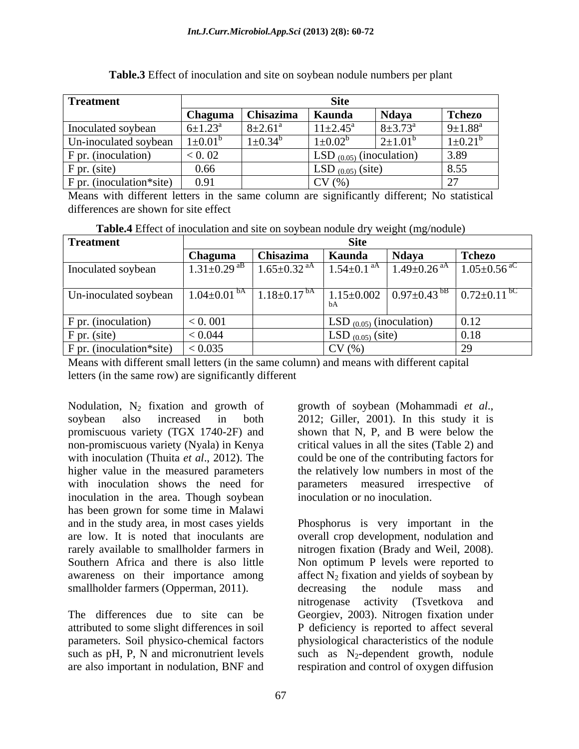**Table.3** Effect of inoculation and site on soybean nodule numbers per plant

| Treatment | Site | | | | |
|---|---|---|---|---|---|
| | Chaguma | Chisazima | Kaunda | Ndaya | Tchezo |
| Inoculated soybean | $6\pm1.23^a$ | $8\pm2.61^a$ | $11\pm2.45^a$ | $8\pm3.73^a$ | $9\pm1.88^a$ |
| Un-inoculated soybean | $1\pm0.01^b$ | $1\pm0.34^b$ | $1\pm0.02^b$ | $2\pm1.01^b$ | $1\pm0.21^b$ |
| F pr. (inoculation) | < 0. 02 | | LSD $_{(0.05)}$ (inoculation) | | 3.89 |
| F pr. (site) | 0.66 | | LSD $_{(0.05)}$ (site) | | 8.55 |
| F pr. (inoculation*site) | 0.91 | | CV (%) | | 27 |

Means with different letters in the same column are significantly different; No statistical differences are shown for site effect

**Table.4** Effect of inoculation and site on soybean nodule dry weight (mg/nodule)

| Treatment | Site | | | | |
|---|---|---|---|---|---|
| | Chaguma | Chisazima | Kaunda | Ndaya | Tchezo |
| Inoculated soybean | $1.31\pm0.29^{aB}$ | $1.65\pm0.32^{aA}$ | $1.54\pm0.1^{aA}$ | $1.49\pm0.26^{aA}$ | $1.05\pm0.56^{aC}$ |
| Un-inoculated soybean | $1.04\pm0.01^{bA}$ | $1.18\pm0.17^{bA}$ | $1.15\pm0.002^{bA}$ | $0.97\pm0.43^{bB}$ | $0.72\pm0.11^{bC}$ |
| F pr. (inoculation) | < 0. 001 | | LSD $_{(0.05)}$ (inoculation) | | 0.12 |
| F pr. (site) | < 0.044 | | LSD $_{(0.05)}$ (site) | | 0.18 |
| F pr. (inoculation*site) | < 0.035 | | CV (%) | | 29 |

Means with different small letters (in the same column) and means with different capital letters (in the same row) are significantly different

Nodulation, $N_2$ fixation and growth of soybean also increased in both promiscuous variety (TGX 1740-2F) and non-promiscuous variety (Nyala) in Kenya with inoculation (Thuita *et al*., 2012). The higher value in the measured parameters with inoculation shows the need for inoculation in the area. Though soybean has been grown for some time in Malawi and in the study area, in most cases yields are low. It is noted that inoculants are rarely available to smallholder farmers in Southern Africa and there is also little awareness on their importance among smallholder farmers (Opperman, 2011).

The differences due to site can be attributed to some slight differences in soil parameters. Soil physico-chemical factors such as pH, P, N and micronutrient levels are also important in nodulation, BNF and growth of soybean (Mohammadi *et al*., 2012; Giller, 2001). In this study it is shown that N, P, and B were below the critical values in all the sites (Table 2) and could be one of the contributing factors for the relatively low numbers in most of the parameters measured irrespective of inoculation or no inoculation.

Phosphorus is very important in the overall crop development, nodulation and nitrogen fixation (Brady and Weil, 2008). Non optimum P levels were reported to affect $N_2$ fixation and yields of soybean by decreasing the nodule mass and nitrogenase activity (Tsvetkova and Georgiev, 2003). Nitrogen fixation under P deficiency is reported to affect several physiological characteristics of the nodule such as $N_2$-dependent growth, nodule respiration and control of oxygen diffusion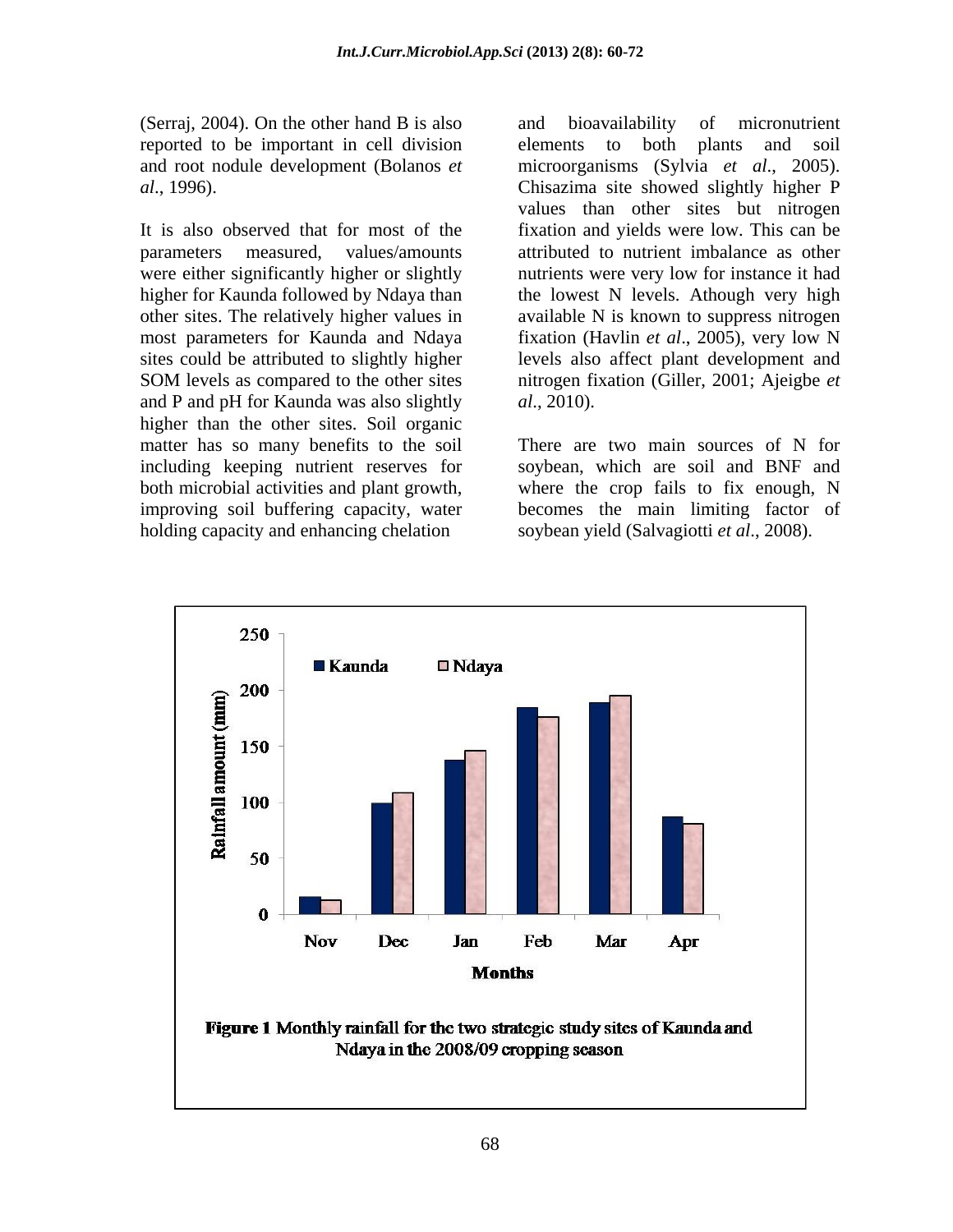(Serraj, 2004). On the other hand B is also reported to be important in cell division and root nodule development (Bolanos *et al*., 1996).

It is also observed that for most of the parameters measured, values/amounts were either significantly higher or slightly higher for Kaunda followed by Ndaya than other sites. The relatively higher values in most parameters for Kaunda and Ndaya sites could be attributed to slightly higher SOM levels as compared to the other sites and P and pH for Kaunda was also slightly higher than the other sites. Soil organic matter has so many benefits to the soil including keeping nutrient reserves for both microbial activities and plant growth, improving soil buffering capacity, water holding capacity and enhancing chelation and bioavailability of micronutrient elements to both plants and soil microorganisms (Sylvia *et al*., 2005). Chisazima site showed slightly higher P values than other sites but nitrogen fixation and yields were low. This can be attributed to nutrient imbalance as other nutrients were very low for instance it had the lowest N levels. Athough very high available N is known to suppress nitrogen fixation (Havlin *et al*., 2005), very low N levels also affect plant development and nitrogen fixation (Giller, 2001; Ajeigbe *et al*., 2010).

There are two main sources of N for soybean, which are soil and BNF and where the crop fails to fix enough, N becomes the main limiting factor of soybean yield (Salvagiotti *et al*., 2008).

**Figure 1** Monthly rainfall for the two strategic study sites of Kaunda and Ndaya in the 2008/09 cropping season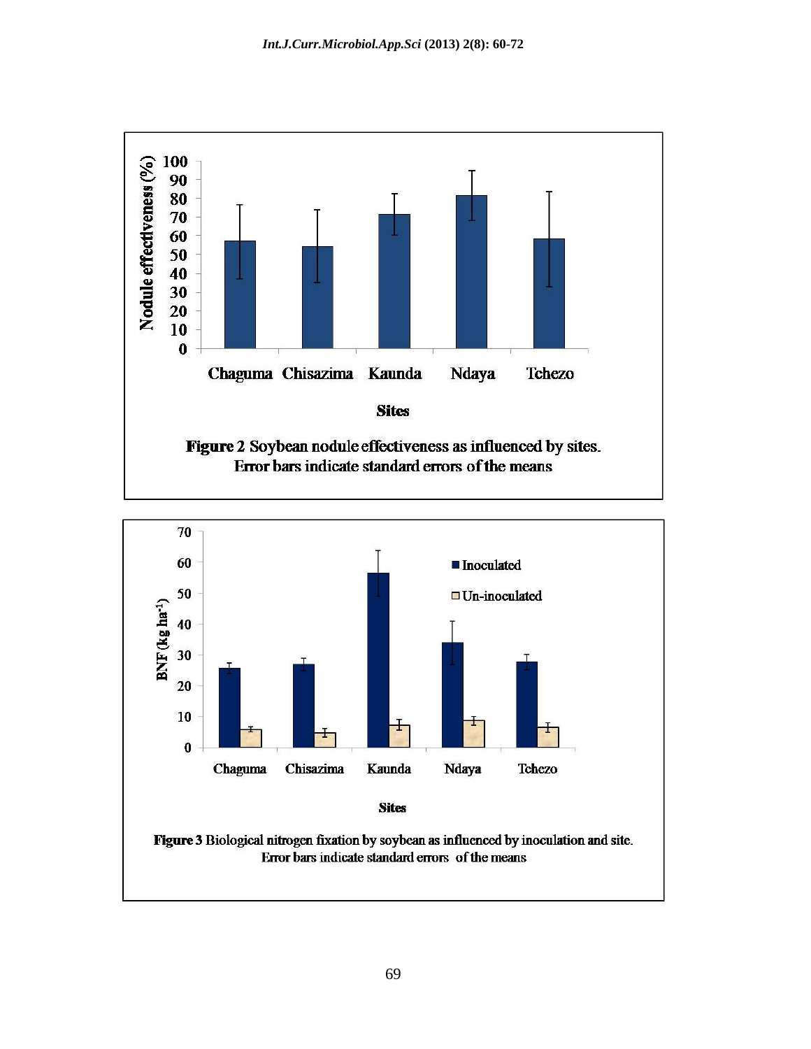**Figure 2** Soybean nodule effectiveness as influenced by sites. Error bars indicate standard errors of the means

**Figure 3** Biological nitrogen fixation by soybean as influenced by inoculation and site. Error bars indicate standard errors of the means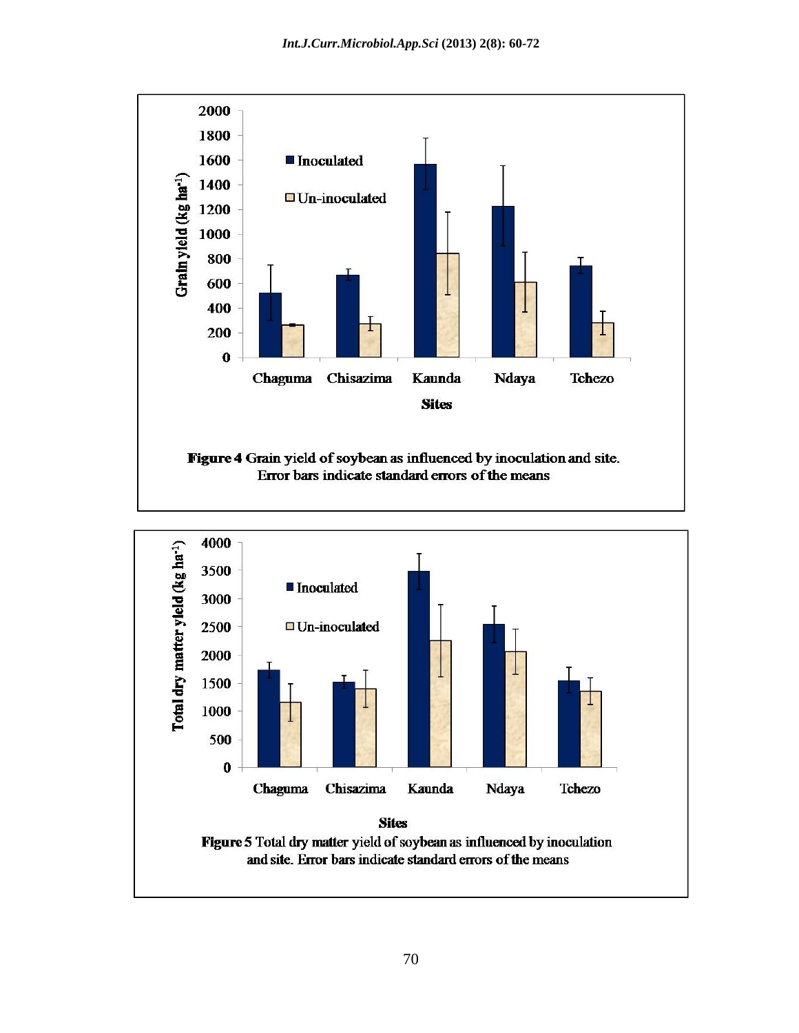**Figure 4** Grain yield of soybean as influenced by inoculation and site. Error bars indicate standard errors of the means

**Figure 5** Total dry matter yield of soybean as influenced by inoculation and site. Error bars indicate standard errors of the means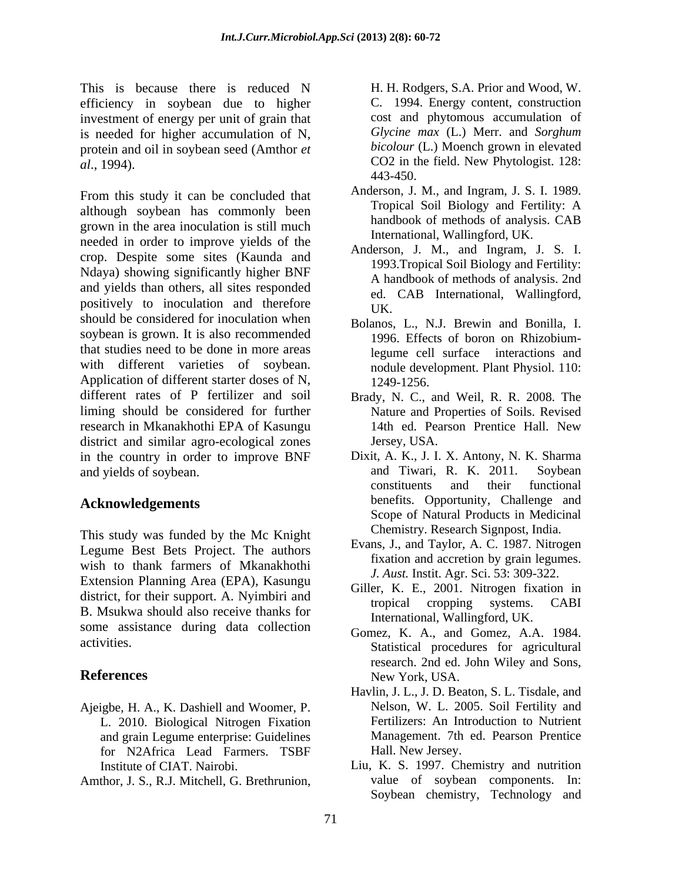This is because there is reduced N efficiency in soybean due to higher investment of energy per unit of grain that is needed for higher accumulation of N, protein and oil in soybean seed (Amthor *et al*., 1994).

From this study it can be concluded that although soybean has commonly been grown in the area inoculation is still much needed in order to improve yields of the crop. Despite some sites (Kaunda and Ndaya) showing significantly higher BNF and yields than others, all sites responded positively to inoculation and therefore should be considered for inoculation when soybean is grown. It is also recommended that studies need to be done in more areas with different varieties of soybean. Application of different starter doses of N, different rates of P fertilizer and soil liming should be considered for further research in Mkanakhothi EPA of Kasungu district and similar agro-ecological zones in the country in order to improve BNF and yields of soybean.

## Acknowledgements

This study was funded by the Mc Knight Legume Best Bets Project. The authors wish to thank farmers of Mkanakhothi Extension Planning Area (EPA), Kasungu district, for their support. A. Nyimbiri and B. Msukwa should also receive thanks for some assistance during data collection activities.

## References

Ajeigbe, H. A., K. Dashiell and Woomer, P. L. 2010. Biological Nitrogen Fixation and grain Legume enterprise: Guidelines for N2Africa Lead Farmers. TSBF Institute of CIAT. Nairobi.

Amthor, J. S., R.J. Mitchell, G. Brethrunion, H. H. Rodgers, S.A. Prior and Wood, W. C. 1994. Energy content, construction cost and phytomous accumulation of *Glycine max* (L.) Merr. and *Sorghum bicolour* (L.) Moench grown in elevated CO2 in the field. New Phytologist. 128: 443-450.

Anderson, J. M., and Ingram, J. S. I. 1989. Tropical Soil Biology and Fertility: A handbook of methods of analysis. CAB International, Wallingford, UK.

Anderson, J. M., and Ingram, J. S. I. 1993.Tropical Soil Biology and Fertility: A handbook of methods of analysis. 2nd ed. CAB International, Wallingford, UK.

Bolanos, L., N.J. Brewin and Bonilla, I. 1996. Effects of boron on Rhizobium-legume cell surface interactions and nodule development. Plant Physiol. 110: 1249-1256.

Brady, N. C., and Weil, R. R. 2008. The Nature and Properties of Soils. Revised 14th ed. Pearson Prentice Hall. New Jersey, USA.

Dixit, A. K., J. I. X. Antony, N. K. Sharma and Tiwari, R. K. 2011. Soybean constituents and their functional benefits. Opportunity, Challenge and Scope of Natural Products in Medicinal Chemistry. Research Signpost, India.

Evans, J., and Taylor, A. C. 1987. Nitrogen fixation and accretion by grain legumes. *J. Aust.* Instit. Agr. Sci. 53: 309-322.

Giller, K. E., 2001. Nitrogen fixation in tropical cropping systems. CABI International, Wallingford, UK.

Gomez, K. A., and Gomez, A.A. 1984. Statistical procedures for agricultural research. 2nd ed. John Wiley and Sons, New York, USA.

Havlin, J. L., J. D. Beaton, S. L. Tisdale, and Nelson, W. L. 2005. Soil Fertility and Fertilizers: An Introduction to Nutrient Management. 7th ed. Pearson Prentice Hall. New Jersey.

Liu, K. S. 1997. Chemistry and nutrition value of soybean components. In: Soybean chemistry, Technology and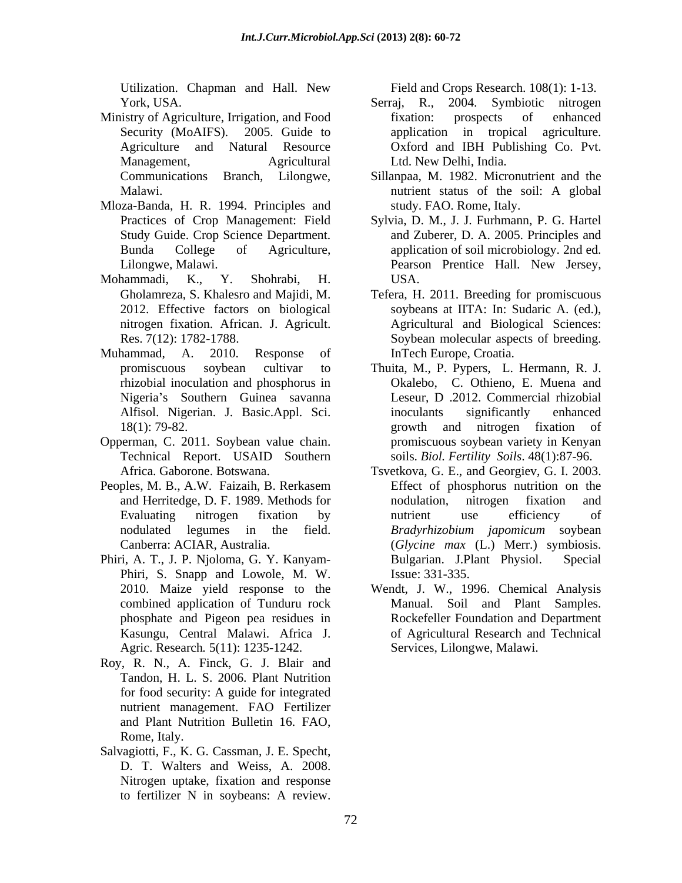Utilization. Chapman and Hall. New York, USA.

Ministry of Agriculture, Irrigation, and Food Security (MoAIFS). 2005. Guide to Agriculture and Natural Resource Management, Agricultural Communications Branch, Lilongwe, Malawi.

Mloza-Banda, H. R. 1994. Principles and Practices of Crop Management: Field Study Guide. Crop Science Department. Bunda College of Agriculture, Lilongwe, Malawi.

Mohammadi, K., Y. Shohrabi, H. Gholamreza, S. Khalesro and Majidi, M. 2012. Effective factors on biological nitrogen fixation. African. J. Agricult. Res. 7(12): 1782-1788.

Muhammad, A. 2010. Response of promiscuous soybean cultivar to rhizobial inoculation and phosphorus in Nigeria's Southern Guinea savanna Alfisol. Nigerian. J. Basic.Appl. Sci. 18(1): 79-82.

Opperman, C. 2011. Soybean value chain. Technical Report. USAID Southern Africa. Gaborone. Botswana.

Peoples, M. B., A.W. Faizaih, B. Rerkasem and Herritedge, D. F. 1989. Methods for Evaluating nitrogen fixation by nodulated legumes in the field. Canberra: ACIAR, Australia.

Phiri, A. T., J. P. Njoloma, G. Y. Kanyam-Phiri, S. Snapp and Lowole, M. W. 2010. Maize yield response to the combined application of Tunduru rock phosphate and Pigeon pea residues in Kasungu, Central Malawi. Africa J. Agric. Research. 5(11): 1235-1242.

Roy, R. N., A. Finck, G. J. Blair and Tandon, H. L. S. 2006. Plant Nutrition for food security: A guide for integrated nutrient management. FAO Fertilizer and Plant Nutrition Bulletin 16. FAO, Rome, Italy.

Salvagiotti, F., K. G. Cassman, J. E. Specht, D. T. Walters and Weiss, A. 2008. Nitrogen uptake, fixation and response to fertilizer N in soybeans: A review. Field and Crops Research. 108(1): 1-13.

Serraj, R., 2004. Symbiotic nitrogen fixation: prospects of enhanced application in tropical agriculture. Oxford and IBH Publishing Co. Pvt. Ltd. New Delhi, India.

Sillanpaa, M. 1982. Micronutrient and the nutrient status of the soil: A global study. FAO. Rome, Italy.

Sylvia, D. M., J. J. Furhmann, P. G. Hartel and Zuberer, D. A. 2005. Principles and application of soil microbiology. 2nd ed. Pearson Prentice Hall. New Jersey, USA.

Tefera, H. 2011. Breeding for promiscuous soybeans at IITA: In: Sudaric A. (ed.), Agricultural and Biological Sciences: Soybean molecular aspects of breeding. InTech Europe, Croatia.

Thuita, M., P. Pypers, L. Hermann, R. J. Okalebo, C. Othieno, E. Muena and Leseur, D .2012. Commercial rhizobial inoculants significantly enhanced growth and nitrogen fixation of promiscuous soybean variety in Kenyan soils. *Biol. Fertility Soils*. 48(1):87-96.

Tsvetkova, G. E., and Georgiev, G. I. 2003. Effect of phosphorus nutrition on the nodulation, nitrogen fixation and nutrient use efficiency of *Bradyrhizobium japomicum* soybean (*Glycine max* (L.) Merr.) symbiosis. Bulgarian. J.Plant Physiol. Special Issue: 331-335.

Wendt, J. W., 1996. Chemical Analysis Manual. Soil and Plant Samples. Rockefeller Foundation and Department of Agricultural Research and Technical Services, Lilongwe, Malawi.